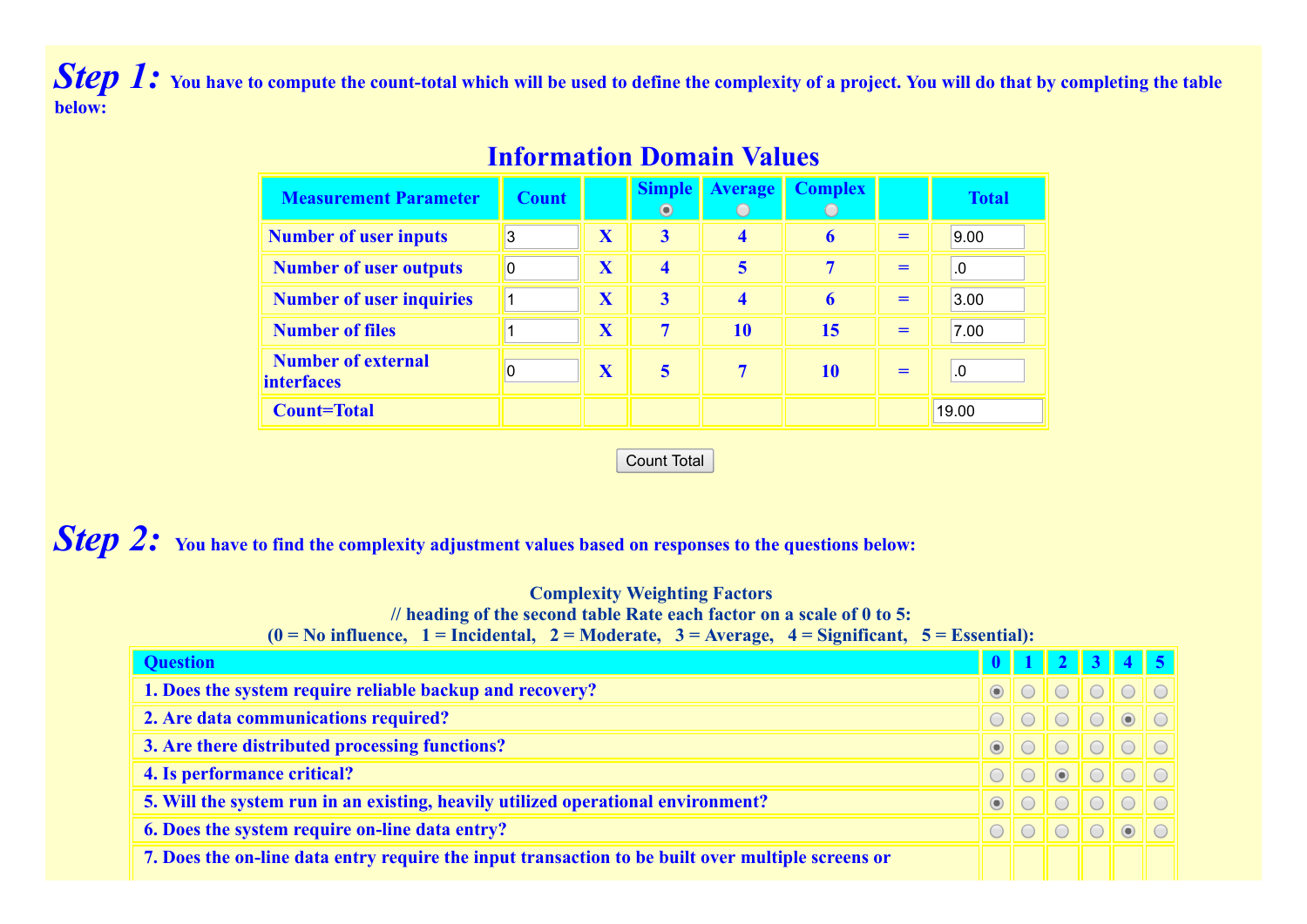**Step 1:** You have to compute the count-total which will be used to define the complexity of a project. You will do that by completing the table below:

## Information Domain Values

| Measurement Parameter | Count | | Simple (◉) | Average (○) | Complex (○) | | Total |
|---|---|---|---|---|---|---|---|
| Number of user inputs | 3 | X | 3 | 4 | 6 | = | 9.00 |
| Number of user outputs | 0 | X | 4 | 5 | 7 | = | .0 |
| Number of user inquiries | 1 | X | 3 | 4 | 6 | = | 3.00 |
| Number of files | 1 | X | 7 | 10 | 15 | = | 7.00 |
| Number of external interfaces | 0 | X | 5 | 7 | 10 | = | .0 |
| Count=Total | | | | | | | 19.00 |

Count Total

**Step 2:** You have to find the complexity adjustment values based on responses to the questions below:

**Complexity Weighting Factors**
**// heading of the second table Rate each factor on a scale of 0 to 5:**
**(0 = No influence, 1 = Incidental, 2 = Moderate, 3 = Average, 4 = Significant, 5 = Essential):**

| Question | 0 | 1 | 2 | 3 | 4 | 5 |
|---|---|---|---|---|---|---|
| 1. Does the system require reliable backup and recovery? | ◉ | ○ | ○ | ○ | ○ | ○ |
| 2. Are data communications required? | ○ | ○ | ○ | ○ | ◉ | ○ |
| 3. Are there distributed processing functions? | ◉ | ○ | ○ | ○ | ○ | ○ |
| 4. Is performance critical? | ○ | ○ | ◉ | ○ | ○ | ○ |
| 5. Will the system run in an existing, heavily utilized operational environment? | ◉ | ○ | ○ | ○ | ○ | ○ |
| 6. Does the system require on-line data entry? | ○ | ○ | ○ | ○ | ◉ | ○ |
| 7. Does the on-line data entry require the input transaction to be built over multiple screens or | | | | | | |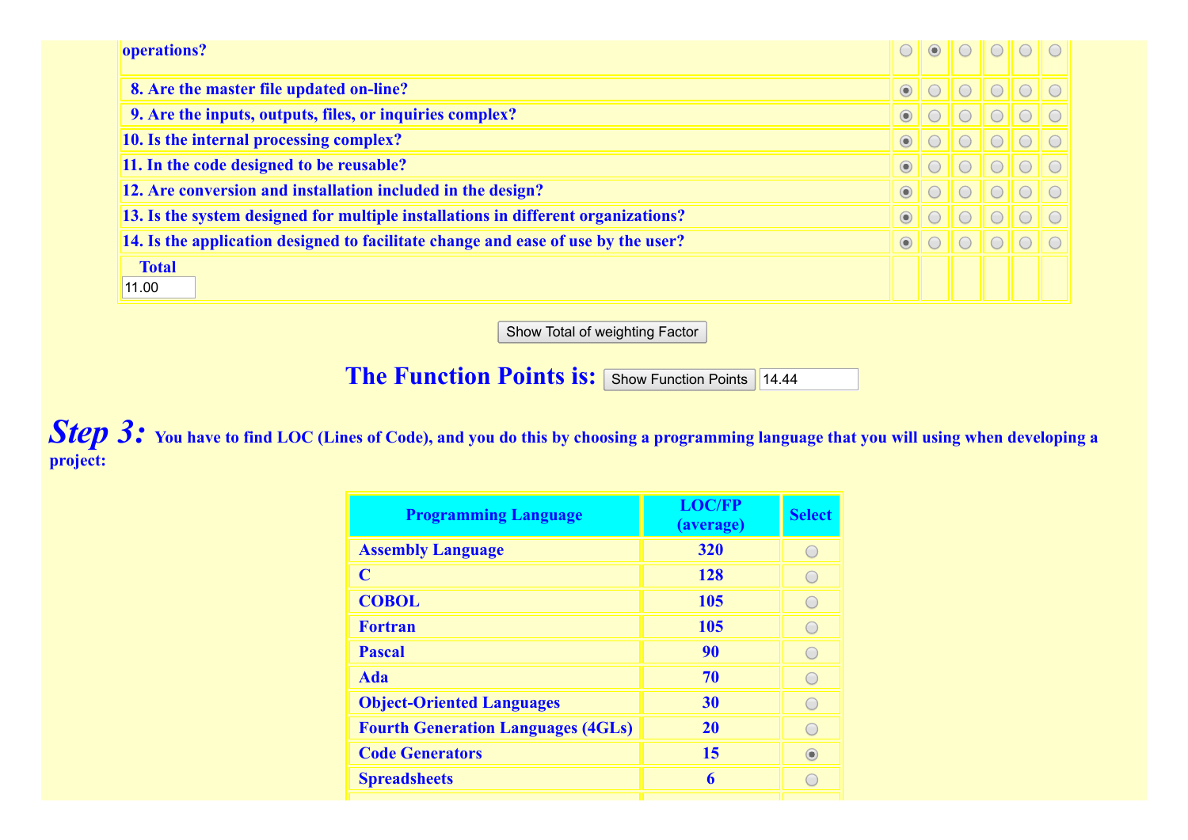| | | | | | | |
|---|---|---|---|---|---|---|
| operations? | ○ | ◉ | ○ | ○ | ○ | ○ |
| 8. Are the master file updated on-line? | ◉ | ○ | ○ | ○ | ○ | ○ |
| 9. Are the inputs, outputs, files, or inquiries complex? | ◉ | ○ | ○ | ○ | ○ | ○ |
| 10. Is the internal processing complex? | ◉ | ○ | ○ | ○ | ○ | ○ |
| 11. In the code designed to be reusable? | ◉ | ○ | ○ | ○ | ○ | ○ |
| 12. Are conversion and installation included in the design? | ◉ | ○ | ○ | ○ | ○ | ○ |
| 13. Is the system designed for multiple installations in different organizations? | ◉ | ○ | ○ | ○ | ○ | ○ |
| 14. Is the application designed to facilitate change and ease of use by the user? | ◉ | ○ | ○ | ○ | ○ | ○ |
| **Total** 11.00 | | | | | | |

Show Total of weighting Factor

## The Function Points is: Show Function Points 14.44

***Step 3:*** **You have to find LOC (Lines of Code), and you do this by choosing a programming language that you will using when developing a project:**

| Programming Language | LOC/FP (average) | Select |
|---|---|---|
| Assembly Language | 320 | ○ |
| C | 128 | ○ |
| COBOL | 105 | ○ |
| Fortran | 105 | ○ |
| Pascal | 90 | ○ |
| Ada | 70 | ○ |
| Object-Oriented Languages | 30 | ○ |
| Fourth Generation Languages (4GLs) | 20 | ○ |
| Code Generators | 15 | ◉ |
| Spreadsheets | 6 | ○ |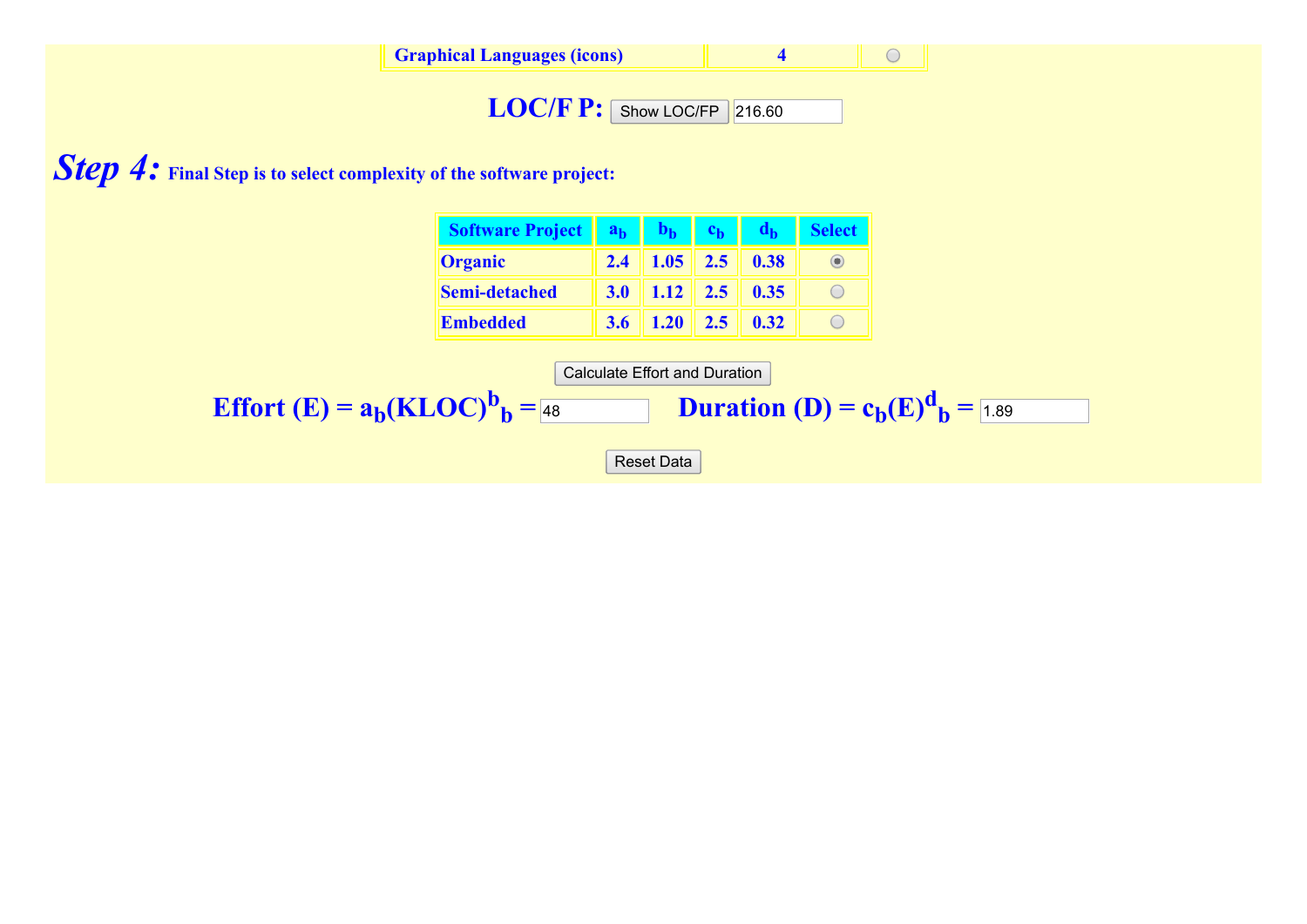| Graphical Languages (icons) | 4 | ○ |
|---|---|---|

**LOC/F P:** Show LOC/FP 216.60

## *Step 4:* Final Step is to select complexity of the software project:

| Software Project | $a_b$ | $b_b$ | $c_b$ | $d_b$ | Select |
|---|---|---|---|---|---|
| Organic | 2.4 | 1.05 | 2.5 | 0.38 | ◉ |
| Semi-detached | 3.0 | 1.12 | 2.5 | 0.35 | ○ |
| Embedded | 3.6 | 1.20 | 2.5 | 0.32 | ○ |

Calculate Effort and Duration

**Effort (E) = $a_b(KLOC)^{b_b}$ =** 48 **Duration (D) = $c_b(E)^{d_b}$ =** 1.89

Reset Data